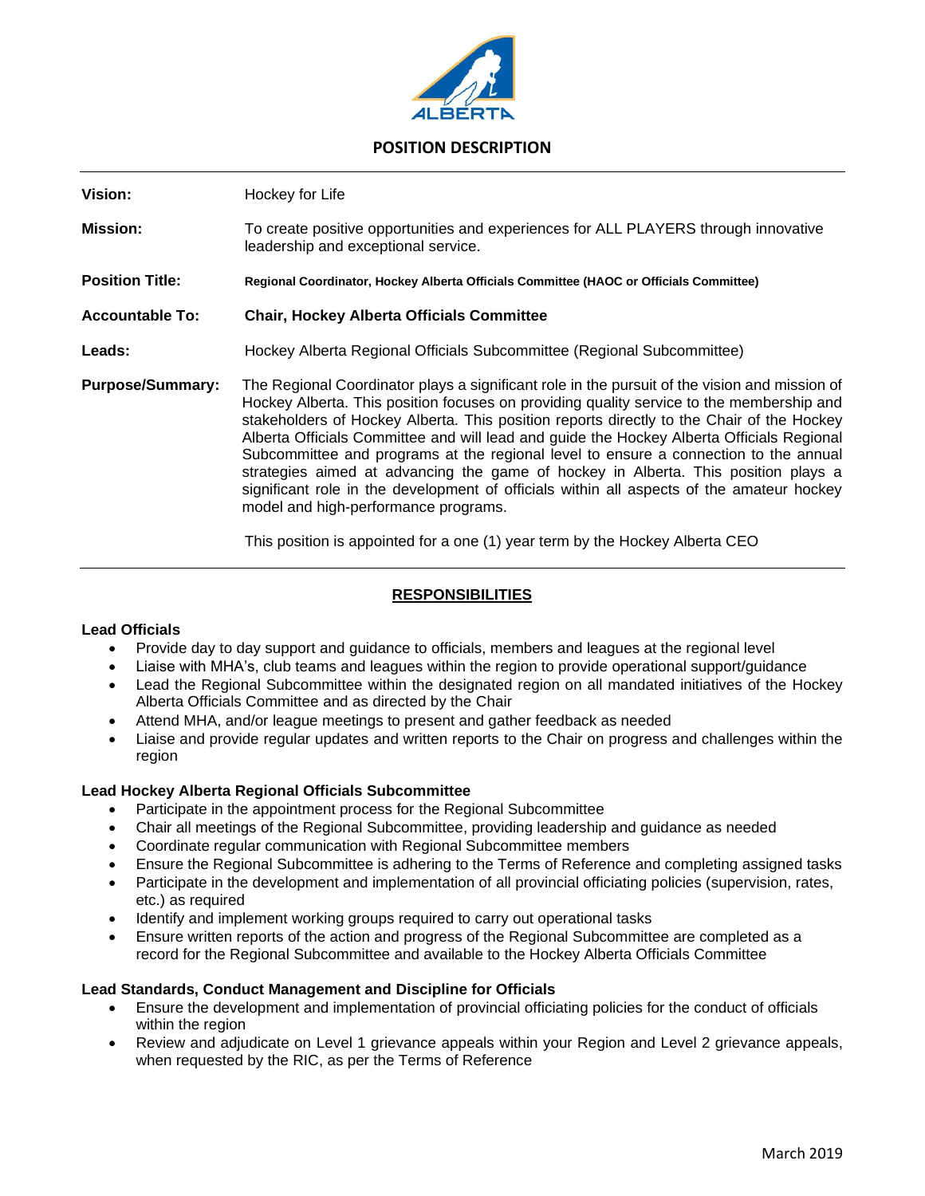# POSITION DESCRIPTION

**Vision:** Hockey for Life

**Mission:** To create positive opportunities and experiences for ALL PLAYERS through innovative leadership and exceptional service.

**Position Title:** **Regional Coordinator, Hockey Alberta Officials Committee (HAOC or Officials Committee)**

**Accountable To:** **Chair, Hockey Alberta Officials Committee**

**Leads:** Hockey Alberta Regional Officials Subcommittee (Regional Subcommittee)

**Purpose/Summary:** The Regional Coordinator plays a significant role in the pursuit of the vision and mission of Hockey Alberta. This position focuses on providing quality service to the membership and stakeholders of Hockey Alberta. This position reports directly to the Chair of the Hockey Alberta Officials Committee and will lead and guide the Hockey Alberta Officials Regional Subcommittee and programs at the regional level to ensure a connection to the annual strategies aimed at advancing the game of hockey in Alberta. This position plays a significant role in the development of officials within all aspects of the amateur hockey model and high-performance programs.

This position is appointed for a one (1) year term by the Hockey Alberta CEO

---

## RESPONSIBILITIES

### Lead Officials

- Provide day to day support and guidance to officials, members and leagues at the regional level
- Liaise with MHA's, club teams and leagues within the region to provide operational support/guidance
- Lead the Regional Subcommittee within the designated region on all mandated initiatives of the Hockey Alberta Officials Committee and as directed by the Chair
- Attend MHA, and/or league meetings to present and gather feedback as needed
- Liaise and provide regular updates and written reports to the Chair on progress and challenges within the region

### Lead Hockey Alberta Regional Officials Subcommittee

- Participate in the appointment process for the Regional Subcommittee
- Chair all meetings of the Regional Subcommittee, providing leadership and guidance as needed
- Coordinate regular communication with Regional Subcommittee members
- Ensure the Regional Subcommittee is adhering to the Terms of Reference and completing assigned tasks
- Participate in the development and implementation of all provincial officiating policies (supervision, rates, etc.) as required
- Identify and implement working groups required to carry out operational tasks
- Ensure written reports of the action and progress of the Regional Subcommittee are completed as a record for the Regional Subcommittee and available to the Hockey Alberta Officials Committee

### Lead Standards, Conduct Management and Discipline for Officials

- Ensure the development and implementation of provincial officiating policies for the conduct of officials within the region
- Review and adjudicate on Level 1 grievance appeals within your Region and Level 2 grievance appeals, when requested by the RIC, as per the Terms of Reference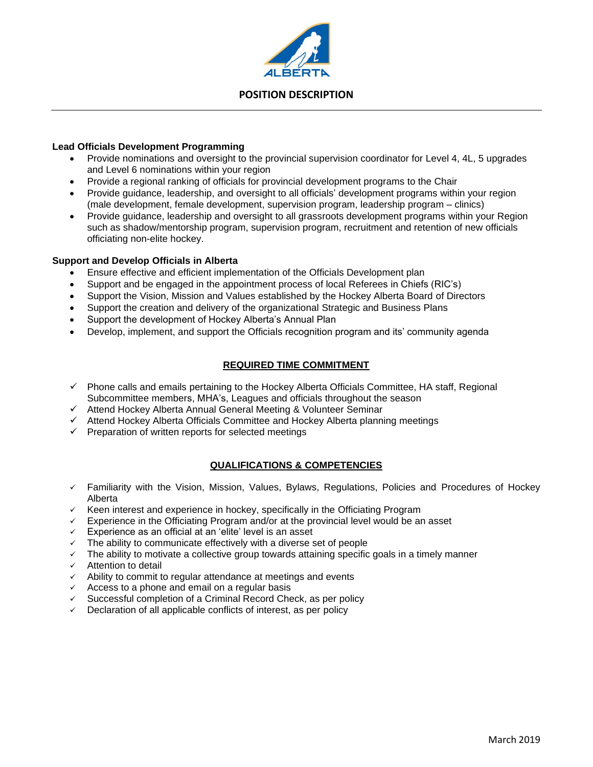# POSITION DESCRIPTION

**Lead Officials Development Programming**

- Provide nominations and oversight to the provincial supervision coordinator for Level 4, 4L, 5 upgrades and Level 6 nominations within your region
- Provide a regional ranking of officials for provincial development programs to the Chair
- Provide guidance, leadership, and oversight to all officials' development programs within your region (male development, female development, supervision program, leadership program – clinics)
- Provide guidance, leadership and oversight to all grassroots development programs within your Region such as shadow/mentorship program, supervision program, recruitment and retention of new officials officiating non-elite hockey.

**Support and Develop Officials in Alberta**

- Ensure effective and efficient implementation of the Officials Development plan
- Support and be engaged in the appointment process of local Referees in Chiefs (RIC's)
- Support the Vision, Mission and Values established by the Hockey Alberta Board of Directors
- Support the creation and delivery of the organizational Strategic and Business Plans
- Support the development of Hockey Alberta's Annual Plan
- Develop, implement, and support the Officials recognition program and its' community agenda

## REQUIRED TIME COMMITMENT

- ✓ Phone calls and emails pertaining to the Hockey Alberta Officials Committee, HA staff, Regional Subcommittee members, MHA's, Leagues and officials throughout the season
- ✓ Attend Hockey Alberta Annual General Meeting & Volunteer Seminar
- ✓ Attend Hockey Alberta Officials Committee and Hockey Alberta planning meetings
- ✓ Preparation of written reports for selected meetings

## QUALIFICATIONS & COMPETENCIES

- ✓ Familiarity with the Vision, Mission, Values, Bylaws, Regulations, Policies and Procedures of Hockey Alberta
- ✓ Keen interest and experience in hockey, specifically in the Officiating Program
- ✓ Experience in the Officiating Program and/or at the provincial level would be an asset
- ✓ Experience as an official at an 'elite' level is an asset
- ✓ The ability to communicate effectively with a diverse set of people
- ✓ The ability to motivate a collective group towards attaining specific goals in a timely manner
- ✓ Attention to detail
- ✓ Ability to commit to regular attendance at meetings and events
- ✓ Access to a phone and email on a regular basis
- ✓ Successful completion of a Criminal Record Check, as per policy
- ✓ Declaration of all applicable conflicts of interest, as per policy

March 2019